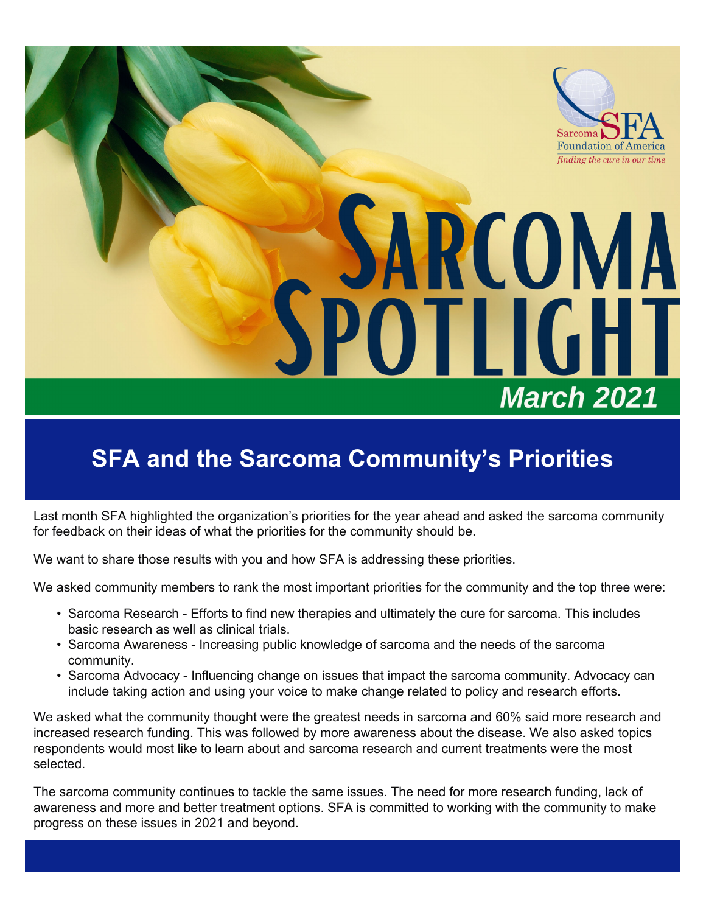Sarcoma SFA Foundation of America

*finding the cure in our time*

# SARCOMA SPOTLIGHT

***March 2021***

## SFA and the Sarcoma Community's Priorities

Last month SFA highlighted the organization's priorities for the year ahead and asked the sarcoma community for feedback on their ideas of what the priorities for the community should be.

We want to share those results with you and how SFA is addressing these priorities.

We asked community members to rank the most important priorities for the community and the top three were:

- Sarcoma Research - Efforts to find new therapies and ultimately the cure for sarcoma. This includes basic research as well as clinical trials.
- Sarcoma Awareness - Increasing public knowledge of sarcoma and the needs of the sarcoma community.
- Sarcoma Advocacy - Influencing change on issues that impact the sarcoma community. Advocacy can include taking action and using your voice to make change related to policy and research efforts.

We asked what the community thought were the greatest needs in sarcoma and 60% said more research and increased research funding. This was followed by more awareness about the disease. We also asked topics respondents would most like to learn about and sarcoma research and current treatments were the most selected.

The sarcoma community continues to tackle the same issues. The need for more research funding, lack of awareness and more and better treatment options. SFA is committed to working with the community to make progress on these issues in 2021 and beyond.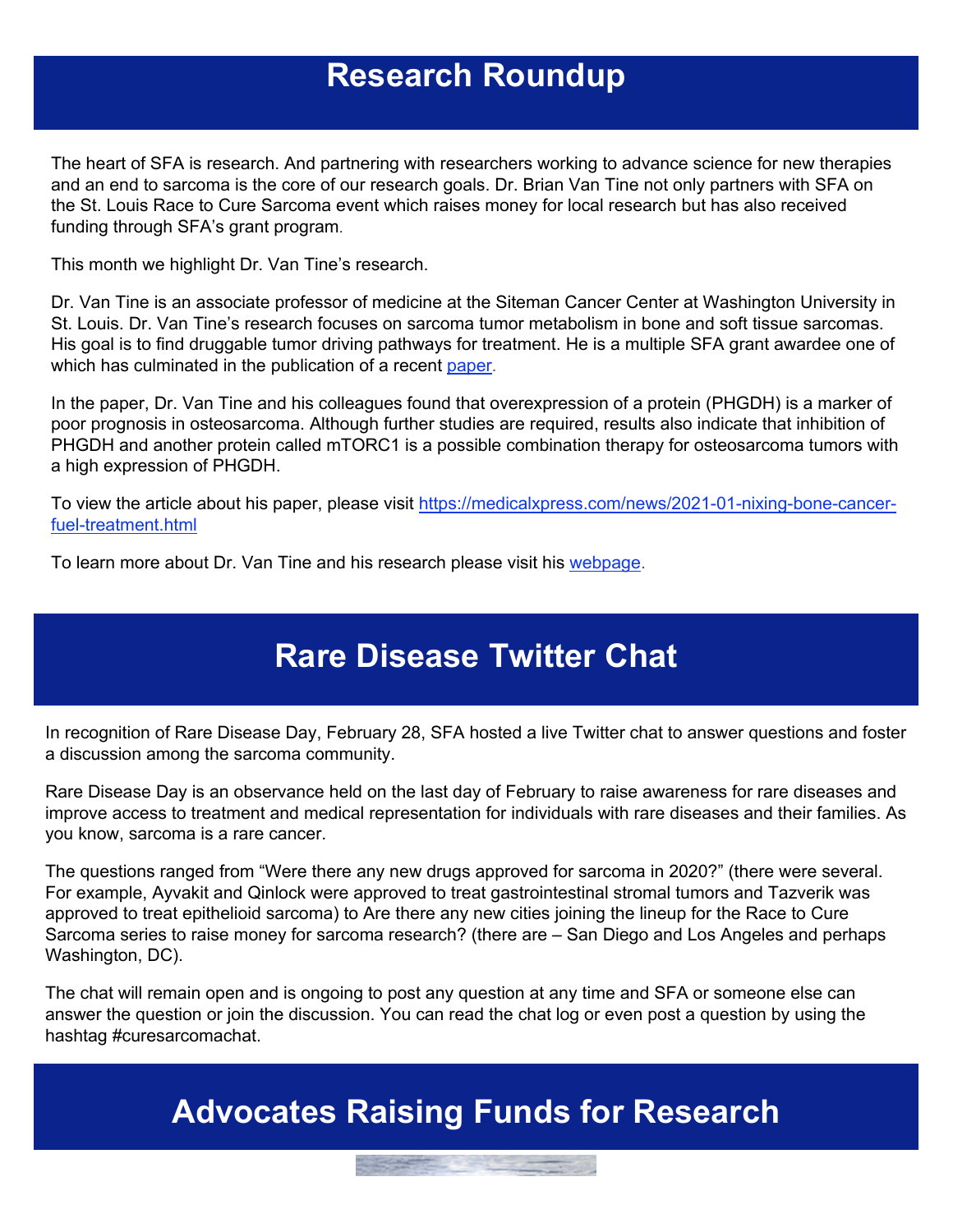# Research Roundup

The heart of SFA is research. And partnering with researchers working to advance science for new therapies and an end to sarcoma is the core of our research goals. Dr. Brian Van Tine not only partners with SFA on the St. Louis Race to Cure Sarcoma event which raises money for local research but has also received funding through SFA's grant program.

This month we highlight Dr. Van Tine's research.

Dr. Van Tine is an associate professor of medicine at the Siteman Cancer Center at Washington University in St. Louis. Dr. Van Tine's research focuses on sarcoma tumor metabolism in bone and soft tissue sarcomas. His goal is to find druggable tumor driving pathways for treatment. He is a multiple SFA grant awardee one of which has culminated in the publication of a recent paper.

In the paper, Dr. Van Tine and his colleagues found that overexpression of a protein (PHGDH) is a marker of poor prognosis in osteosarcoma. Although further studies are required, results also indicate that inhibition of PHGDH and another protein called mTORC1 is a possible combination therapy for osteosarcoma tumors with a high expression of PHGDH.

To view the article about his paper, please visit https://medicalxpress.com/news/2021-01-nixing-bone-cancer-fuel-treatment.html

To learn more about Dr. Van Tine and his research please visit his webpage.

# Rare Disease Twitter Chat

In recognition of Rare Disease Day, February 28, SFA hosted a live Twitter chat to answer questions and foster a discussion among the sarcoma community.

Rare Disease Day is an observance held on the last day of February to raise awareness for rare diseases and improve access to treatment and medical representation for individuals with rare diseases and their families. As you know, sarcoma is a rare cancer.

The questions ranged from "Were there any new drugs approved for sarcoma in 2020?" (there were several. For example, Ayvakit and Qinlock were approved to treat gastrointestinal stromal tumors and Tazverik was approved to treat epithelioid sarcoma) to Are there any new cities joining the lineup for the Race to Cure Sarcoma series to raise money for sarcoma research? (there are – San Diego and Los Angeles and perhaps Washington, DC).

The chat will remain open and is ongoing to post any question at any time and SFA or someone else can answer the question or join the discussion. You can read the chat log or even post a question by using the hashtag #curesarcomachat.

# Advocates Raising Funds for Research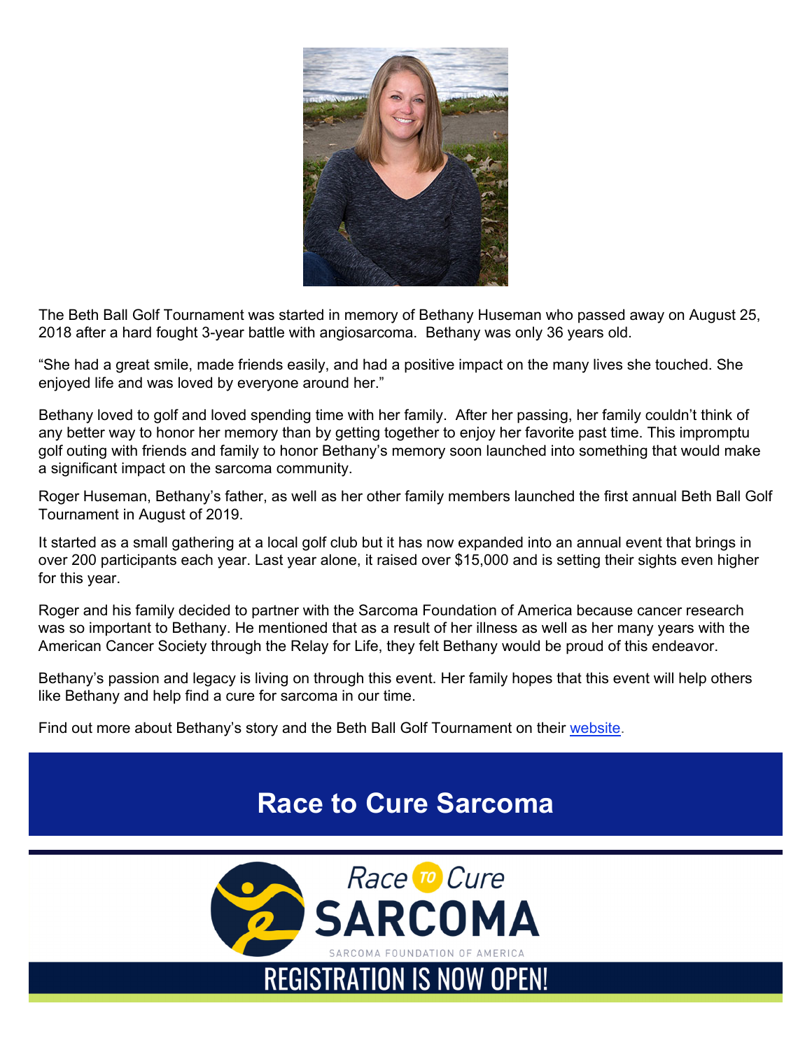The Beth Ball Golf Tournament was started in memory of Bethany Huseman who passed away on August 25, 2018 after a hard fought 3-year battle with angiosarcoma. Bethany was only 36 years old.

"She had a great smile, made friends easily, and had a positive impact on the many lives she touched. She enjoyed life and was loved by everyone around her."

Bethany loved to golf and loved spending time with her family. After her passing, her family couldn't think of any better way to honor her memory than by getting together to enjoy her favorite past time. This impromptu golf outing with friends and family to honor Bethany's memory soon launched into something that would make a significant impact on the sarcoma community.

Roger Huseman, Bethany's father, as well as her other family members launched the first annual Beth Ball Golf Tournament in August of 2019.

It started as a small gathering at a local golf club but it has now expanded into an annual event that brings in over 200 participants each year. Last year alone, it raised over $15,000 and is setting their sights even higher for this year.

Roger and his family decided to partner with the Sarcoma Foundation of America because cancer research was so important to Bethany. He mentioned that as a result of her illness as well as her many years with the American Cancer Society through the Relay for Life, they felt Bethany would be proud of this endeavor.

Bethany's passion and legacy is living on through this event. Her family hopes that this event will help others like Bethany and help find a cure for sarcoma in our time.

Find out more about Bethany's story and the Beth Ball Golf Tournament on their website.

## Race to Cure Sarcoma

Race TO Cure SARCOMA

SARCOMA FOUNDATION OF AMERICA

REGISTRATION IS NOW OPEN!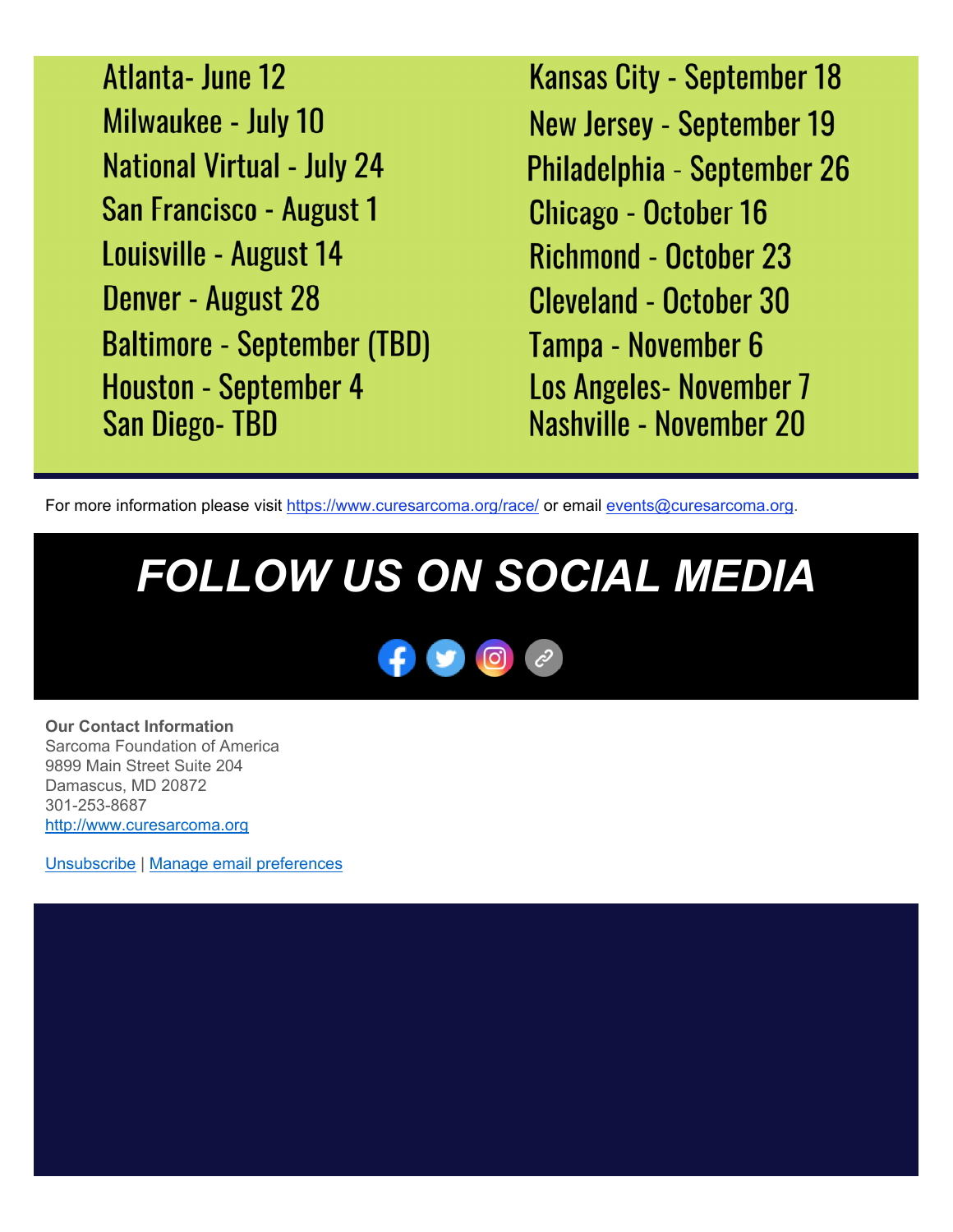Atlanta- June 12
Milwaukee - July 10
National Virtual - July 24
San Francisco - August 1
Louisville - August 14
Denver - August 28
Baltimore - September (TBD)
Houston - September 4
San Diego- TBD
Kansas City - September 18
New Jersey - September 19
Philadelphia - September 26
Chicago - October 16
Richmond - October 23
Cleveland - October 30
Tampa - November 6
Los Angeles- November 7
Nashville - November 20

For more information please visit https://www.curesarcoma.org/race/ or email events@curesarcoma.org.

# *FOLLOW US ON SOCIAL MEDIA*

**Our Contact Information**
Sarcoma Foundation of America
9899 Main Street Suite 204
Damascus, MD 20872
301-253-8687
http://www.curesarcoma.org

Unsubscribe | Manage email preferences